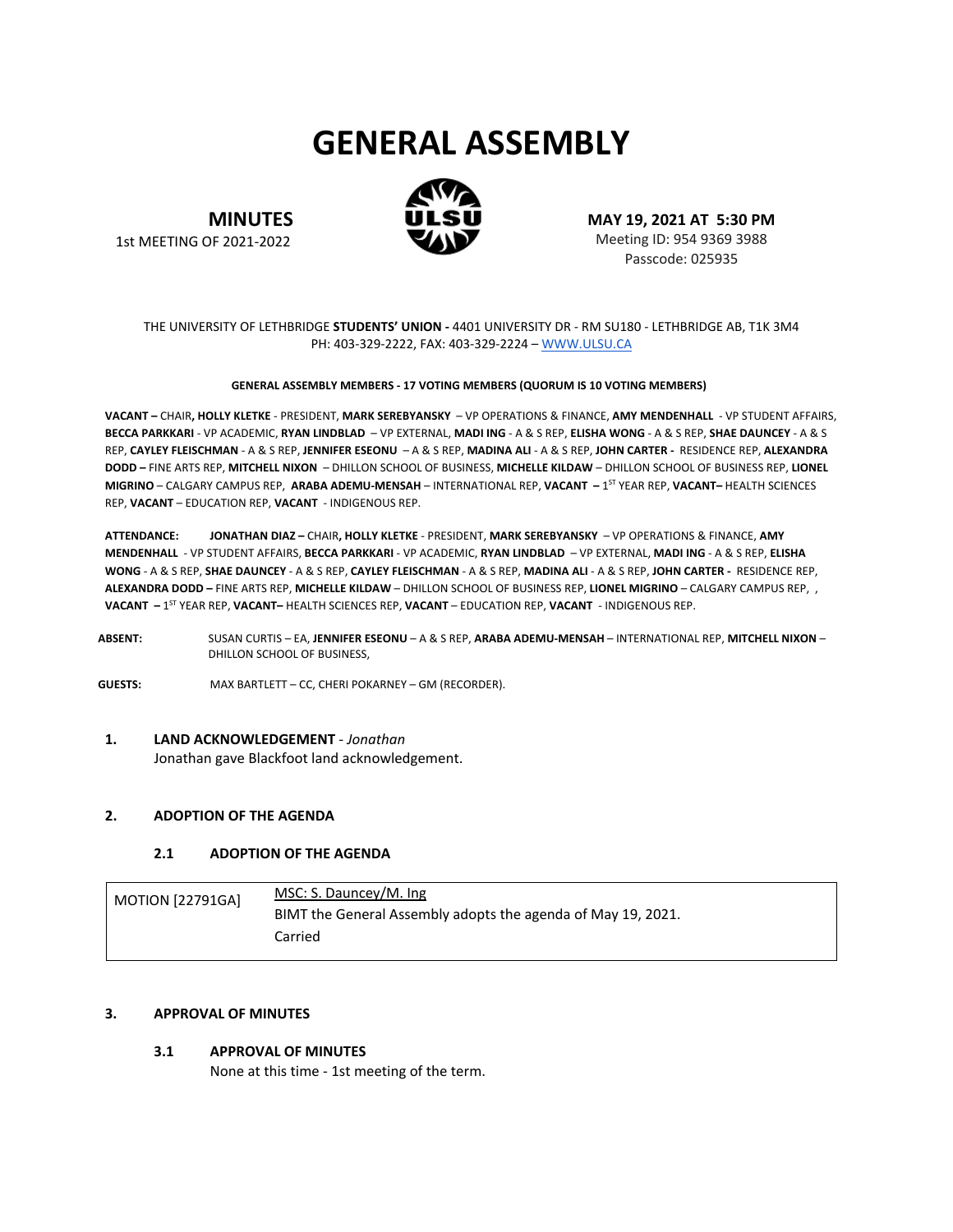# GENERAL ASSEMBLY

**MINUTES**
1st MEETING OF 2021-2022

**MAY 19, 2021 AT 5:30 PM**
Meeting ID: 954 9369 3988
Passcode: 025935

THE UNIVERSITY OF LETHBRIDGE **STUDENTS' UNION -** 4401 UNIVERSITY DR - RM SU180 - LETHBRIDGE AB, T1K 3M4
PH: 403-329-2222, FAX: 403-329-2224 – WWW.ULSU.CA

**GENERAL ASSEMBLY MEMBERS - 17 VOTING MEMBERS (QUORUM IS 10 VOTING MEMBERS)**

**VACANT –** CHAIR**, HOLLY KLETKE** - PRESIDENT, **MARK SEREBYANSKY** – VP OPERATIONS & FINANCE, **AMY MENDENHALL** - VP STUDENT AFFAIRS, **BECCA PARKKARI** - VP ACADEMIC, **RYAN LINDBLAD** – VP EXTERNAL, **MADI ING** - A & S REP, **ELISHA WONG** - A & S REP, **SHAE DAUNCEY** - A & S REP, **CAYLEY FLEISCHMAN** - A & S REP, **JENNIFER ESEONU** – A & S REP, **MADINA ALI** - A & S REP, **JOHN CARTER -** RESIDENCE REP, **ALEXANDRA DODD –** FINE ARTS REP, **MITCHELL NIXON** – DHILLON SCHOOL OF BUSINESS, **MICHELLE KILDAW** – DHILLON SCHOOL OF BUSINESS REP, **LIONEL MIGRINO** – CALGARY CAMPUS REP, **ARABA ADEMU-MENSAH** – INTERNATIONAL REP, **VACANT –** 1ST YEAR REP, **VACANT–** HEALTH SCIENCES REP, **VACANT** – EDUCATION REP, **VACANT** - INDIGENOUS REP.

**ATTENDANCE:** **JONATHAN DIAZ –** CHAIR**, HOLLY KLETKE** - PRESIDENT, **MARK SEREBYANSKY** – VP OPERATIONS & FINANCE, **AMY MENDENHALL** - VP STUDENT AFFAIRS, **BECCA PARKKARI** - VP ACADEMIC, **RYAN LINDBLAD** – VP EXTERNAL, **MADI ING** - A & S REP, **ELISHA WONG** - A & S REP, **SHAE DAUNCEY** - A & S REP, **CAYLEY FLEISCHMAN** - A & S REP, **MADINA ALI** - A & S REP, **JOHN CARTER -** RESIDENCE REP, **ALEXANDRA DODD –** FINE ARTS REP, **MICHELLE KILDAW** – DHILLON SCHOOL OF BUSINESS REP, **LIONEL MIGRINO** – CALGARY CAMPUS REP, , **VACANT –** 1ST YEAR REP, **VACANT–** HEALTH SCIENCES REP, **VACANT** – EDUCATION REP, **VACANT** - INDIGENOUS REP.

**ABSENT:** SUSAN CURTIS – EA, **JENNIFER ESEONU** – A & S REP, **ARABA ADEMU-MENSAH** – INTERNATIONAL REP, **MITCHELL NIXON** – DHILLON SCHOOL OF BUSINESS,

**GUESTS:** MAX BARTLETT – CC, CHERI POKARNEY – GM (RECORDER).

## 1. LAND ACKNOWLEDGEMENT - *Jonathan*

Jonathan gave Blackfoot land acknowledgement.

## 2. ADOPTION OF THE AGENDA

### 2.1 ADOPTION OF THE AGENDA

| MOTION [22791GA] | MSC: S. Dauncey/M. Ing<br>BIMT the General Assembly adopts the agenda of May 19, 2021.<br>Carried |
|---|---|

## 3. APPROVAL OF MINUTES

### 3.1 APPROVAL OF MINUTES

None at this time - 1st meeting of the term.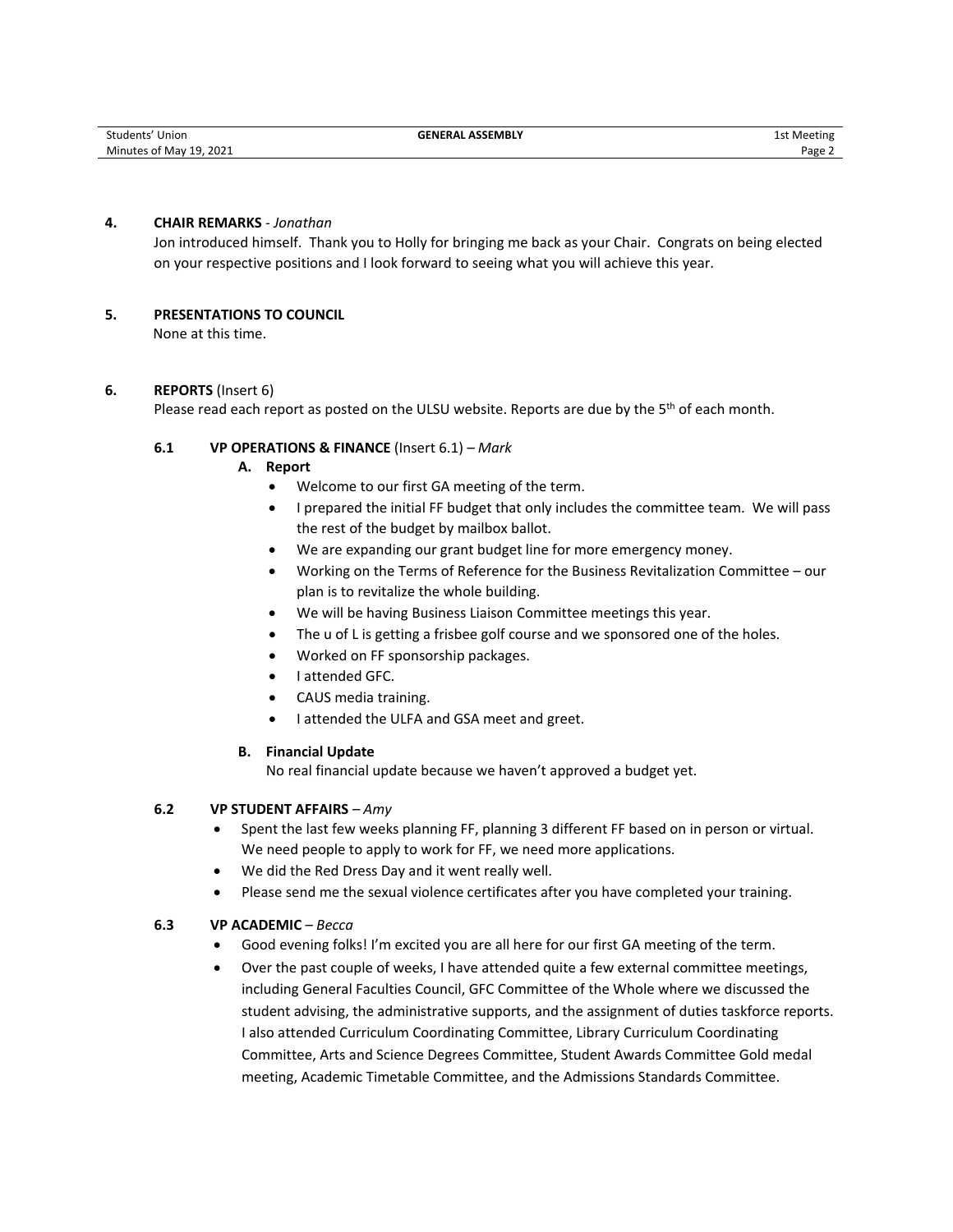## 4. CHAIR REMARKS - *Jonathan*

Jon introduced himself. Thank you to Holly for bringing me back as your Chair. Congrats on being elected on your respective positions and I look forward to seeing what you will achieve this year.

## 5. PRESENTATIONS TO COUNCIL

None at this time.

## 6. REPORTS (Insert 6)

Please read each report as posted on the ULSU website. Reports are due by the 5th of each month.

### 6.1 VP OPERATIONS & FINANCE (Insert 6.1) – *Mark*

**A. Report**

- Welcome to our first GA meeting of the term.
- I prepared the initial FF budget that only includes the committee team. We will pass the rest of the budget by mailbox ballot.
- We are expanding our grant budget line for more emergency money.
- Working on the Terms of Reference for the Business Revitalization Committee – our plan is to revitalize the whole building.
- We will be having Business Liaison Committee meetings this year.
- The u of L is getting a frisbee golf course and we sponsored one of the holes.
- Worked on FF sponsorship packages.
- I attended GFC.
- CAUS media training.
- I attended the ULFA and GSA meet and greet.

**B. Financial Update**

No real financial update because we haven't approved a budget yet.

### 6.2 VP STUDENT AFFAIRS – *Amy*

- Spent the last few weeks planning FF, planning 3 different FF based on in person or virtual. We need people to apply to work for FF, we need more applications.
- We did the Red Dress Day and it went really well.
- Please send me the sexual violence certificates after you have completed your training.

### 6.3 VP ACADEMIC – *Becca*

- Good evening folks! I'm excited you are all here for our first GA meeting of the term.
- Over the past couple of weeks, I have attended quite a few external committee meetings, including General Faculties Council, GFC Committee of the Whole where we discussed the student advising, the administrative supports, and the assignment of duties taskforce reports. I also attended Curriculum Coordinating Committee, Library Curriculum Coordinating Committee, Arts and Science Degrees Committee, Student Awards Committee Gold medal meeting, Academic Timetable Committee, and the Admissions Standards Committee.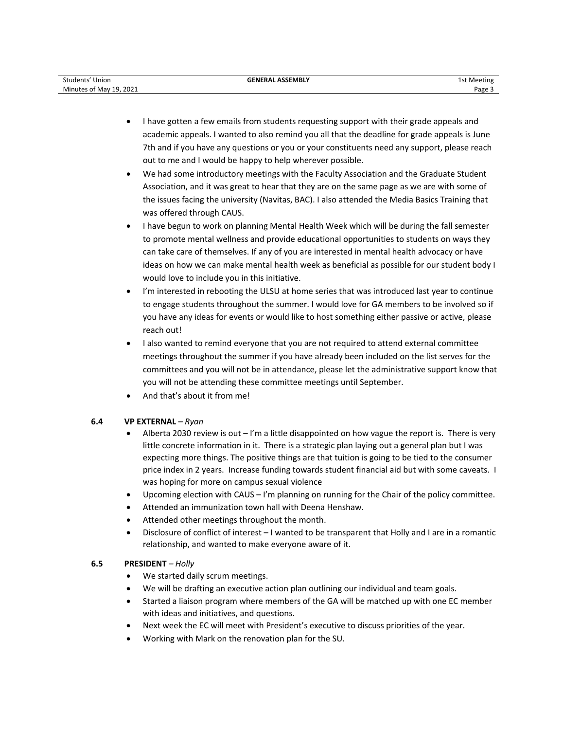- I have gotten a few emails from students requesting support with their grade appeals and academic appeals. I wanted to also remind you all that the deadline for grade appeals is June 7th and if you have any questions or you or your constituents need any support, please reach out to me and I would be happy to help wherever possible.
- We had some introductory meetings with the Faculty Association and the Graduate Student Association, and it was great to hear that they are on the same page as we are with some of the issues facing the university (Navitas, BAC). I also attended the Media Basics Training that was offered through CAUS.
- I have begun to work on planning Mental Health Week which will be during the fall semester to promote mental wellness and provide educational opportunities to students on ways they can take care of themselves. If any of you are interested in mental health advocacy or have ideas on how we can make mental health week as beneficial as possible for our student body I would love to include you in this initiative.
- I'm interested in rebooting the ULSU at home series that was introduced last year to continue to engage students throughout the summer. I would love for GA members to be involved so if you have any ideas for events or would like to host something either passive or active, please reach out!
- I also wanted to remind everyone that you are not required to attend external committee meetings throughout the summer if you have already been included on the list serves for the committees and you will not be in attendance, please let the administrative support know that you will not be attending these committee meetings until September.
- And that's about it from me!

**6.4 VP EXTERNAL** – *Ryan*

- Alberta 2030 review is out – I'm a little disappointed on how vague the report is. There is very little concrete information in it. There is a strategic plan laying out a general plan but I was expecting more things. The positive things are that tuition is going to be tied to the consumer price index in 2 years. Increase funding towards student financial aid but with some caveats. I was hoping for more on campus sexual violence
- Upcoming election with CAUS – I'm planning on running for the Chair of the policy committee.
- Attended an immunization town hall with Deena Henshaw.
- Attended other meetings throughout the month.
- Disclosure of conflict of interest – I wanted to be transparent that Holly and I are in a romantic relationship, and wanted to make everyone aware of it.

**6.5 PRESIDENT** – *Holly*

- We started daily scrum meetings.
- We will be drafting an executive action plan outlining our individual and team goals.
- Started a liaison program where members of the GA will be matched up with one EC member with ideas and initiatives, and questions.
- Next week the EC will meet with President's executive to discuss priorities of the year.
- Working with Mark on the renovation plan for the SU.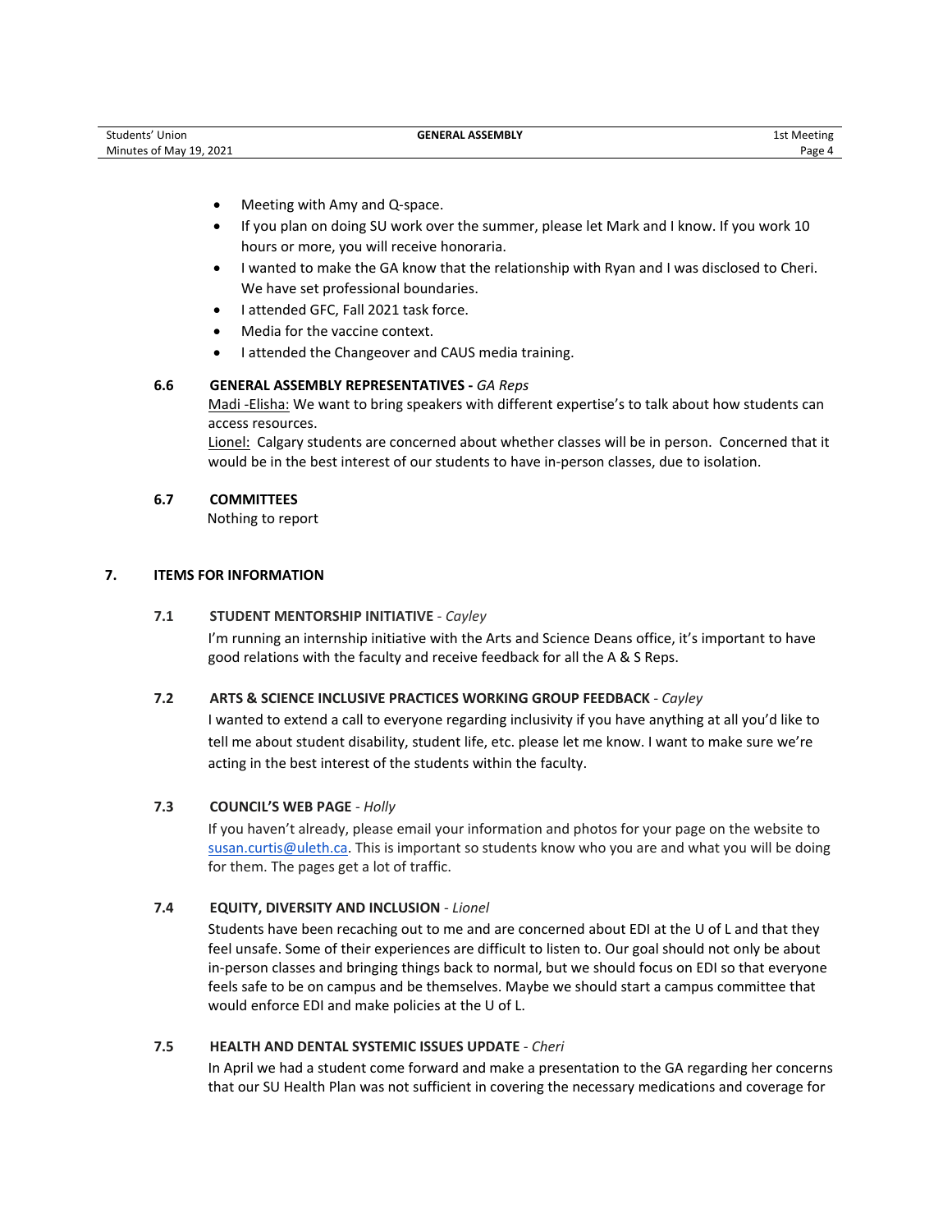- Meeting with Amy and Q-space.
- If you plan on doing SU work over the summer, please let Mark and I know. If you work 10 hours or more, you will receive honoraria.
- I wanted to make the GA know that the relationship with Ryan and I was disclosed to Cheri. We have set professional boundaries.
- I attended GFC, Fall 2021 task force.
- Media for the vaccine context.
- I attended the Changeover and CAUS media training.

### 6.6 GENERAL ASSEMBLY REPRESENTATIVES - *GA Reps*

Madi -Elisha: We want to bring speakers with different expertise's to talk about how students can access resources.

Lionel: Calgary students are concerned about whether classes will be in person. Concerned that it would be in the best interest of our students to have in-person classes, due to isolation.

### 6.7 COMMITTEES

Nothing to report

## 7. ITEMS FOR INFORMATION

### 7.1 STUDENT MENTORSHIP INITIATIVE - *Cayley*

I'm running an internship initiative with the Arts and Science Deans office, it's important to have good relations with the faculty and receive feedback for all the A & S Reps.

### 7.2 ARTS & SCIENCE INCLUSIVE PRACTICES WORKING GROUP FEEDBACK - *Cayley*

I wanted to extend a call to everyone regarding inclusivity if you have anything at all you'd like to tell me about student disability, student life, etc. please let me know. I want to make sure we're acting in the best interest of the students within the faculty.

### 7.3 COUNCIL'S WEB PAGE - *Holly*

If you haven't already, please email your information and photos for your page on the website to susan.curtis@uleth.ca. This is important so students know who you are and what you will be doing for them. The pages get a lot of traffic.

### 7.4 EQUITY, DIVERSITY AND INCLUSION - *Lionel*

Students have been recaching out to me and are concerned about EDI at the U of L and that they feel unsafe. Some of their experiences are difficult to listen to. Our goal should not only be about in-person classes and bringing things back to normal, but we should focus on EDI so that everyone feels safe to be on campus and be themselves. Maybe we should start a campus committee that would enforce EDI and make policies at the U of L.

### 7.5 HEALTH AND DENTAL SYSTEMIC ISSUES UPDATE - *Cheri*

In April we had a student come forward and make a presentation to the GA regarding her concerns that our SU Health Plan was not sufficient in covering the necessary medications and coverage for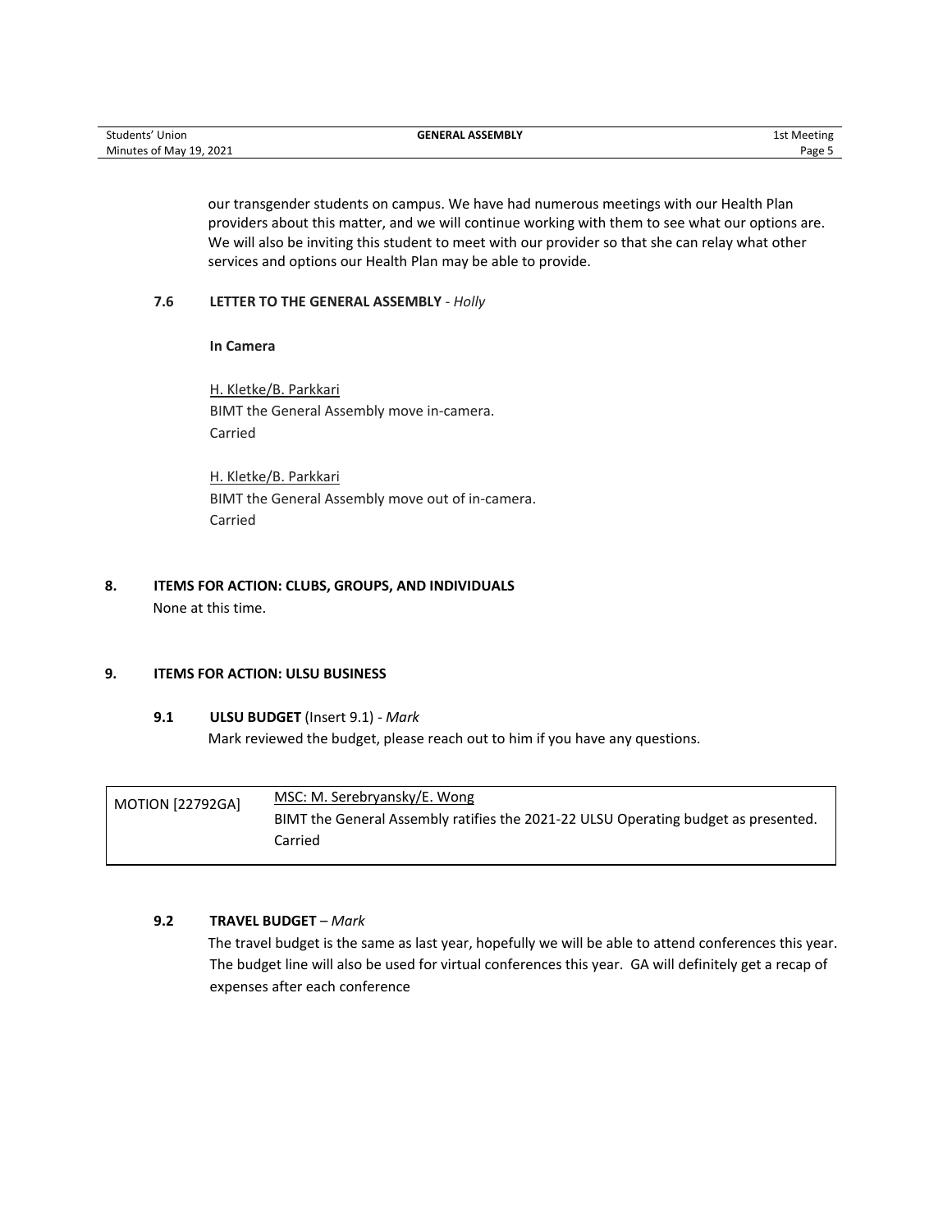our transgender students on campus. We have had numerous meetings with our Health Plan providers about this matter, and we will continue working with them to see what our options are. We will also be inviting this student to meet with our provider so that she can relay what other services and options our Health Plan may be able to provide.

### 7.6 LETTER TO THE GENERAL ASSEMBLY - *Holly*

**In Camera**

H. Kletke/B. Parkkari
BIMT the General Assembly move in-camera.
Carried

H. Kletke/B. Parkkari
BIMT the General Assembly move out of in-camera.
Carried

## 8. ITEMS FOR ACTION: CLUBS, GROUPS, AND INDIVIDUALS

None at this time.

## 9. ITEMS FOR ACTION: ULSU BUSINESS

### 9.1 ULSU BUDGET (Insert 9.1) - *Mark*

Mark reviewed the budget, please reach out to him if you have any questions.

| MOTION [22792GA] | MSC: M. Serebryansky/E. Wong<br>BIMT the General Assembly ratifies the 2021-22 ULSU Operating budget as presented.<br>Carried |
|---|---|

### 9.2 TRAVEL BUDGET – *Mark*

The travel budget is the same as last year, hopefully we will be able to attend conferences this year. The budget line will also be used for virtual conferences this year. GA will definitely get a recap of expenses after each conference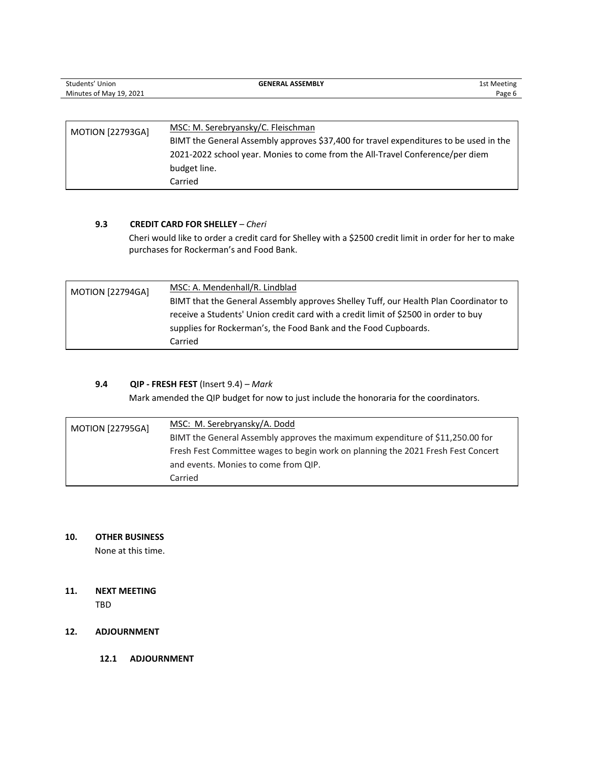| MOTION [22793GA] | MSC: M. Serebryansky/C. Fleischman<br>BIMT the General Assembly approves $37,400 for travel expenditures to be used in the 2021-2022 school year. Monies to come from the All-Travel Conference/per diem budget line.<br>Carried |
|---|---|

### 9.3 CREDIT CARD FOR SHELLEY – *Cheri*

Cheri would like to order a credit card for Shelley with a $2500 credit limit in order for her to make purchases for Rockerman's and Food Bank.

| MOTION [22794GA] | MSC: A. Mendenhall/R. Lindblad<br>BIMT that the General Assembly approves Shelley Tuff, our Health Plan Coordinator to receive a Students' Union credit card with a credit limit of $2500 in order to buy supplies for Rockerman's, the Food Bank and the Food Cupboards.<br>Carried |
|---|---|

### 9.4 QIP - FRESH FEST (Insert 9.4) – *Mark*

Mark amended the QIP budget for now to just include the honoraria for the coordinators.

| MOTION [22795GA] | MSC: M. Serebryansky/A. Dodd<br>BIMT the General Assembly approves the maximum expenditure of $11,250.00 for Fresh Fest Committee wages to begin work on planning the 2021 Fresh Fest Concert and events. Monies to come from QIP.<br>Carried |
|---|---|

## 10. OTHER BUSINESS

None at this time.

## 11. NEXT MEETING

TBD

## 12. ADJOURNMENT

### 12.1 ADJOURNMENT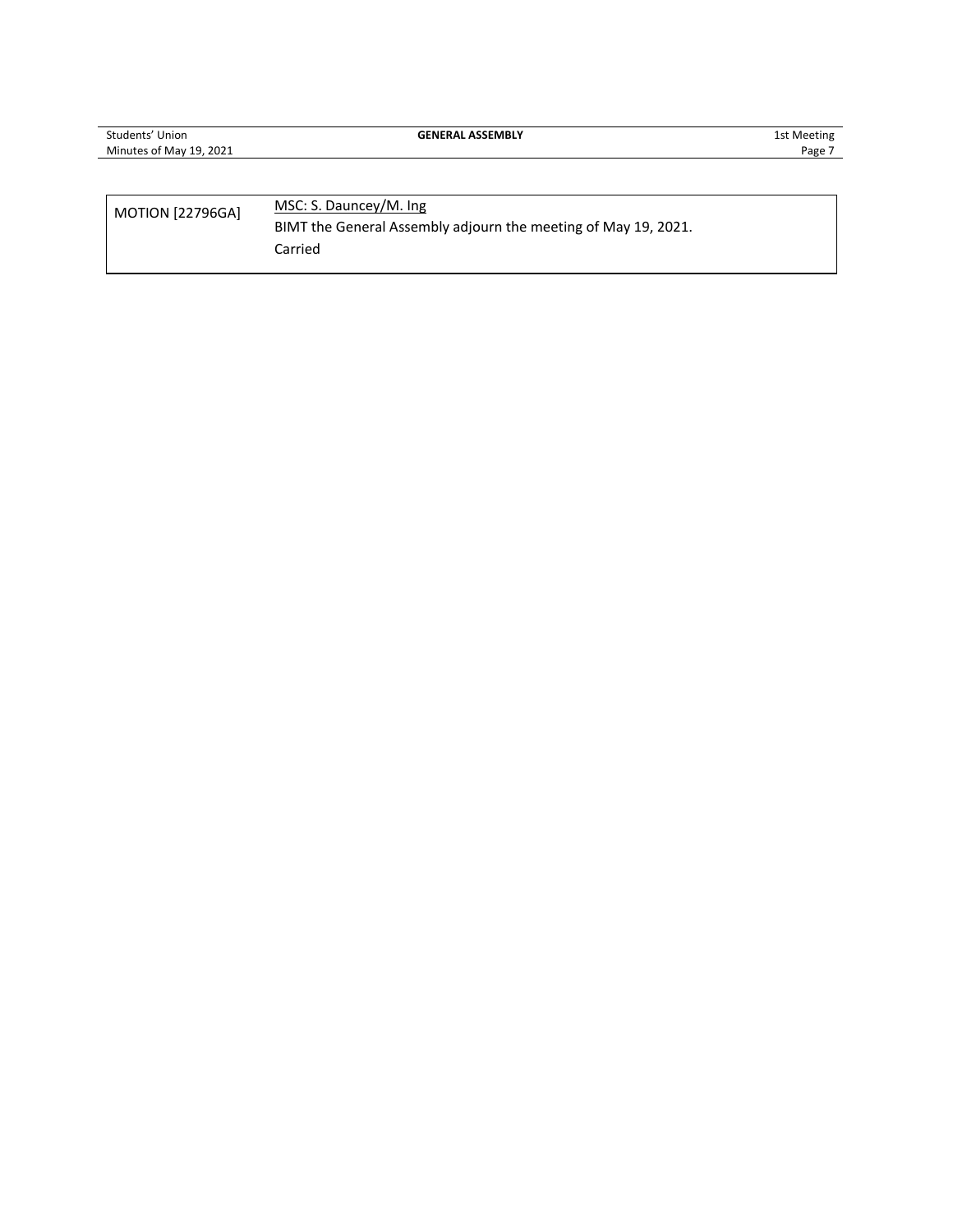| | |
|---|---|
| MOTION [22796GA] | MSC: S. Dauncey/M. Ing<br>BIMT the General Assembly adjourn the meeting of May 19, 2021.<br>Carried |